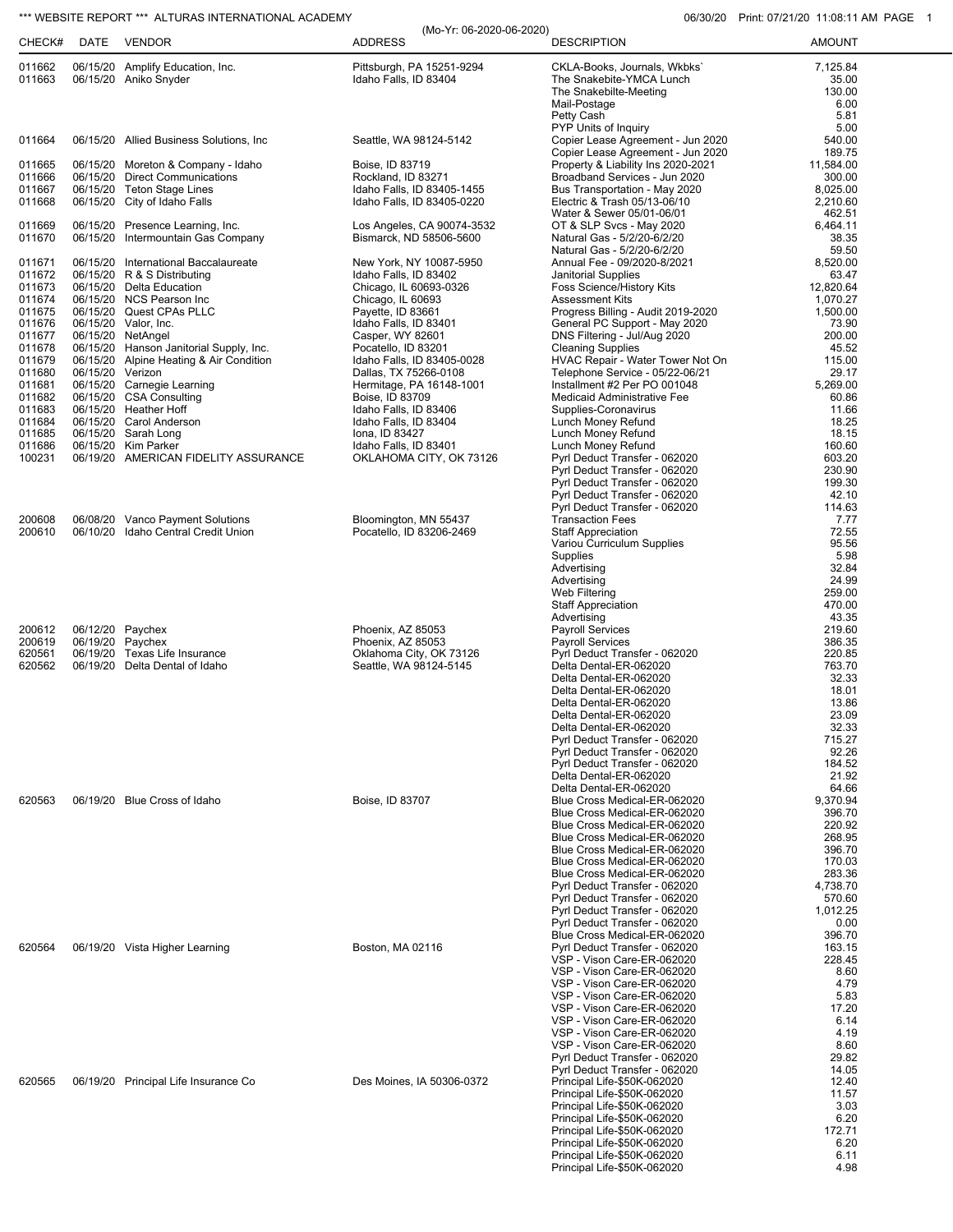*** WEBSITE REPORT *** ALTURAS INTERNATIONAL ACADEMY

(Mo-Yr: 06-2020-06-2020)

06/30/20 Print: 07/21/20 11:08:11 AM

| CHECK# | DATE | VENDOR | ADDRESS | DESCRIPTION | AMOUNT |
|---|---|---|---|---|---|
| 011662 | 06/15/20 | Amplify Education, Inc. | Pittsburgh, PA 15251-9294 | CKLA-Books, Journals, Wkbks` | 7,125.84 |
| 011663 | 06/15/20 | Aniko Snyder | Idaho Falls, ID 83404 | The Snakebite-YMCA Lunch | 35.00 |
| | | | | The Snakebilte-Meeting | 130.00 |
| | | | | Mail-Postage | 6.00 |
| | | | | Petty Cash | 5.81 |
| | | | | PYP Units of Inquiry | 5.00 |
| 011664 | 06/15/20 | Allied Business Solutions, Inc | Seattle, WA 98124-5142 | Copier Lease Agreement - Jun 2020 | 540.00 |
| | | | | Copier Lease Agreement - Jun 2020 | 189.75 |
| 011665 | 06/15/20 | Moreton & Company - Idaho | Boise, ID 83719 | Property & Liability Ins 2020-2021 | 11,584.00 |
| 011666 | 06/15/20 | Direct Communications | Rockland, ID 83271 | Broadband Services - Jun 2020 | 300.00 |
| 011667 | 06/15/20 | Teton Stage Lines | Idaho Falls, ID 83405-1455 | Bus Transportation - May 2020 | 8,025.00 |
| 011668 | 06/15/20 | City of Idaho Falls | Idaho Falls, ID 83405-0220 | Electric & Trash 05/13-06/10 | 2,210.60 |
| | | | | Water & Sewer 05/01-06/01 | 462.51 |
| 011669 | 06/15/20 | Presence Learning, Inc. | Los Angeles, CA 90074-3532 | OT & SLP Svcs - May 2020 | 6,464.11 |
| 011670 | 06/15/20 | Intermountain Gas Company | Bismarck, ND 58506-5600 | Natural Gas - 5/2/20-6/2/20 | 38.35 |
| | | | | Natural Gas - 5/2/20-6/2/20 | 59.50 |
| 011671 | 06/15/20 | International Baccalaureate | New York, NY 10087-5950 | Annual Fee - 09/2020-8/2021 | 8,520.00 |
| 011672 | 06/15/20 | R & S Distributing | Idaho Falls, ID 83402 | Janitorial Supplies | 63.47 |
| 011673 | 06/15/20 | Delta Education | Chicago, IL 60693-0326 | Foss Science/History Kits | 12,820.64 |
| 011674 | 06/15/20 | NCS Pearson Inc | Chicago, IL 60693 | Assessment Kits | 1,070.27 |
| 011675 | 06/15/20 | Quest CPAs PLLC | Payette, ID 83661 | Progress Billing - Audit 2019-2020 | 1,500.00 |
| 011676 | 06/15/20 | Valor, Inc. | Idaho Falls, ID 83401 | General PC Support - May 2020 | 73.90 |
| 011677 | 06/15/20 | NetAngel | Casper, WY 82601 | DNS Filtering - Jul/Aug 2020 | 200.00 |
| 011678 | 06/15/20 | Hanson Janitorial Supply, Inc. | Pocatello, ID 83201 | Cleaning Supplies | 45.52 |
| 011679 | 06/15/20 | Alpine Heating & Air Condition | Idaho Falls, ID 83405-0028 | HVAC Repair - Water Tower Not On | 115.00 |
| 011680 | 06/15/20 | Verizon | Dallas, TX 75266-0108 | Telephone Service - 05/22-06/21 | 29.17 |
| 011681 | 06/15/20 | Carnegie Learning | Hermitage, PA 16148-1001 | Installment #2 Per PO 001048 | 5,269.00 |
| 011682 | 06/15/20 | CSA Consulting | Boise, ID 83709 | Medicaid Administrative Fee | 60.86 |
| 011683 | 06/15/20 | Heather Hoff | Idaho Falls, ID 83406 | Supplies-Coronavirus | 11.66 |
| 011684 | 06/15/20 | Carol Anderson | Idaho Falls, ID 83404 | Lunch Money Refund | 18.25 |
| 011685 | 06/15/20 | Sarah Long | Iona, ID 83427 | Lunch Money Refund | 18.15 |
| 011686 | 06/15/20 | Kim Parker | Idaho Falls, ID 83401 | Lunch Money Refund | 160.60 |
| 100231 | 06/19/20 | AMERICAN FIDELITY ASSURANCE | OKLAHOMA CITY, OK 73126 | Pyrl Deduct Transfer - 062020 | 603.20 |
| | | | | Pyrl Deduct Transfer - 062020 | 230.90 |
| | | | | Pyrl Deduct Transfer - 062020 | 199.30 |
| | | | | Pyrl Deduct Transfer - 062020 | 42.10 |
| | | | | Pyrl Deduct Transfer - 062020 | 114.63 |
| 200608 | 06/08/20 | Vanco Payment Solutions | Bloomington, MN 55437 | Transaction Fees | 7.77 |
| 200610 | 06/10/20 | Idaho Central Credit Union | Pocatello, ID 83206-2469 | Staff Appreciation | 72.55 |
| | | | | Variou Curriculum Supplies | 95.56 |
| | | | | Supplies | 5.98 |
| | | | | Advertising | 32.84 |
| | | | | Advertising | 24.99 |
| | | | | Web Filtering | 259.00 |
| | | | | Staff Appreciation | 470.00 |
| | | | | Advertising | 43.35 |
| 200612 | 06/12/20 | Paychex | Phoenix, AZ 85053 | Payroll Services | 219.60 |
| 200619 | 06/19/20 | Paychex | Phoenix, AZ 85053 | Payroll Services | 386.35 |
| 620561 | 06/19/20 | Texas Life Insurance | Oklahoma City, OK 73126 | Pyrl Deduct Transfer - 062020 | 220.85 |
| 620562 | 06/19/20 | Delta Dental of Idaho | Seattle, WA 98124-5145 | Delta Dental-ER-062020 | 763.70 |
| | | | | Delta Dental-ER-062020 | 32.33 |
| | | | | Delta Dental-ER-062020 | 18.01 |
| | | | | Delta Dental-ER-062020 | 13.86 |
| | | | | Delta Dental-ER-062020 | 23.09 |
| | | | | Delta Dental-ER-062020 | 32.33 |
| | | | | Pyrl Deduct Transfer - 062020 | 715.27 |
| | | | | Pyrl Deduct Transfer - 062020 | 92.26 |
| | | | | Pyrl Deduct Transfer - 062020 | 184.52 |
| | | | | Delta Dental-ER-062020 | 21.92 |
| | | | | Delta Dental-ER-062020 | 64.66 |
| 620563 | 06/19/20 | Blue Cross of Idaho | Boise, ID 83707 | Blue Cross Medical-ER-062020 | 9,370.94 |
| | | | | Blue Cross Medical-ER-062020 | 396.70 |
| | | | | Blue Cross Medical-ER-062020 | 220.92 |
| | | | | Blue Cross Medical-ER-062020 | 268.95 |
| | | | | Blue Cross Medical-ER-062020 | 396.70 |
| | | | | Blue Cross Medical-ER-062020 | 170.03 |
| | | | | Blue Cross Medical-ER-062020 | 283.36 |
| | | | | Pyrl Deduct Transfer - 062020 | 4,738.70 |
| | | | | Pyrl Deduct Transfer - 062020 | 570.60 |
| | | | | Pyrl Deduct Transfer - 062020 | 1,012.25 |
| | | | | Pyrl Deduct Transfer - 062020 | 0.00 |
| | | | | Blue Cross Medical-ER-062020 | 396.70 |
| 620564 | 06/19/20 | Vista Higher Learning | Boston, MA 02116 | Pyrl Deduct Transfer - 062020 | 163.15 |
| | | | | VSP - Vison Care-ER-062020 | 228.45 |
| | | | | VSP - Vison Care-ER-062020 | 8.60 |
| | | | | VSP - Vison Care-ER-062020 | 4.79 |
| | | | | VSP - Vison Care-ER-062020 | 5.83 |
| | | | | VSP - Vison Care-ER-062020 | 17.20 |
| | | | | VSP - Vison Care-ER-062020 | 6.14 |
| | | | | VSP - Vison Care-ER-062020 | 4.19 |
| | | | | VSP - Vison Care-ER-062020 | 8.60 |
| | | | | Pyrl Deduct Transfer - 062020 | 29.82 |
| | | | | Pyrl Deduct Transfer - 062020 | 14.05 |
| 620565 | 06/19/20 | Principal Life Insurance Co | Des Moines, IA 50306-0372 | Principal Life-$50K-062020 | 12.40 |
| | | | | Principal Life-$50K-062020 | 11.57 |
| | | | | Principal Life-$50K-062020 | 3.03 |
| | | | | Principal Life-$50K-062020 | 6.20 |
| | | | | Principal Life-$50K-062020 | 172.71 |
| | | | | Principal Life-$50K-062020 | 6.20 |
| | | | | Principal Life-$50K-062020 | 6.11 |
| | | | | Principal Life-$50K-062020 | 4.98 |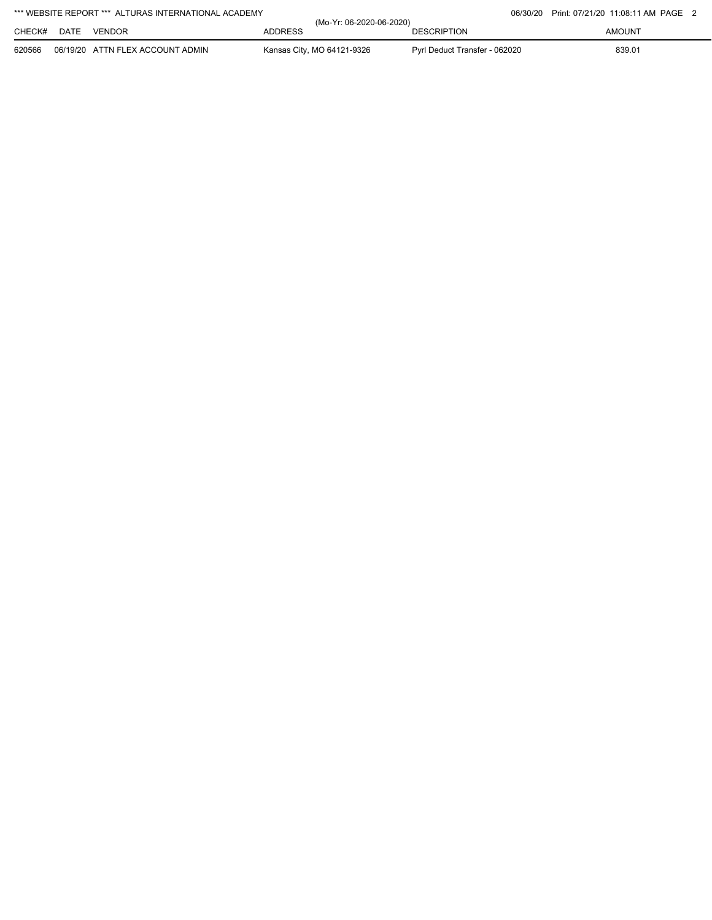| CHECK# | DATE | VENDOR | ADDRESS | DESCRIPTION | AMOUNT |
| --- | --- | --- | --- | --- | --- |
| 620566 | 06/19/20 | ATTN FLEX ACCOUNT ADMIN | Kansas City, MO 64121-9326 | Pyrl Deduct Transfer - 062020 | 839.01 |